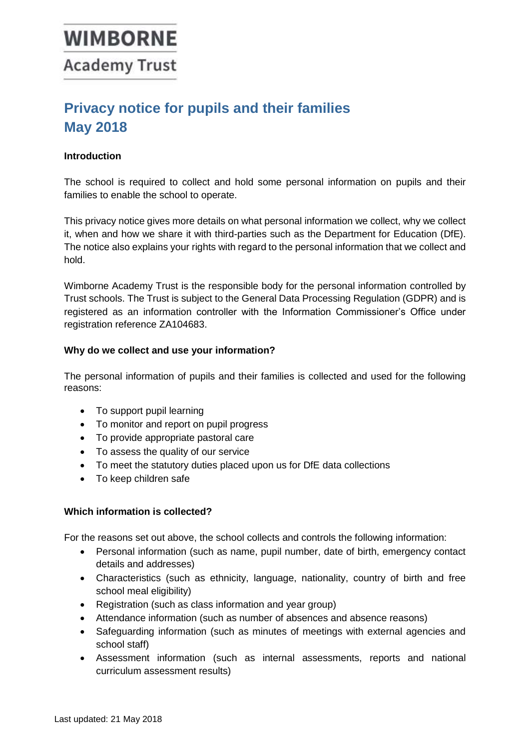# WIMBORNE
Academy Trust

## Privacy notice for pupils and their families
## May 2018

**Introduction**

The school is required to collect and hold some personal information on pupils and their families to enable the school to operate.

This privacy notice gives more details on what personal information we collect, why we collect it, when and how we share it with third-parties such as the Department for Education (DfE). The notice also explains your rights with regard to the personal information that we collect and hold.

Wimborne Academy Trust is the responsible body for the personal information controlled by Trust schools. The Trust is subject to the General Data Processing Regulation (GDPR) and is registered as an information controller with the Information Commissioner's Office under registration reference ZA104683.

**Why do we collect and use your information?**

The personal information of pupils and their families is collected and used for the following reasons:

- To support pupil learning
- To monitor and report on pupil progress
- To provide appropriate pastoral care
- To assess the quality of our service
- To meet the statutory duties placed upon us for DfE data collections
- To keep children safe

**Which information is collected?**

For the reasons set out above, the school collects and controls the following information:

- Personal information (such as name, pupil number, date of birth, emergency contact details and addresses)
- Characteristics (such as ethnicity, language, nationality, country of birth and free school meal eligibility)
- Registration (such as class information and year group)
- Attendance information (such as number of absences and absence reasons)
- Safeguarding information (such as minutes of meetings with external agencies and school staff)
- Assessment information (such as internal assessments, reports and national curriculum assessment results)

Last updated: 21 May 2018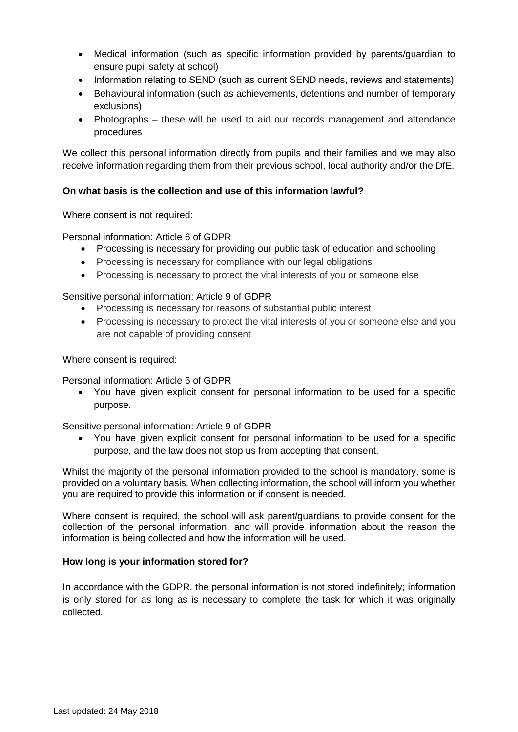- Medical information (such as specific information provided by parents/guardian to ensure pupil safety at school)
- Information relating to SEND (such as current SEND needs, reviews and statements)
- Behavioural information (such as achievements, detentions and number of temporary exclusions)
- Photographs – these will be used to aid our records management and attendance procedures

We collect this personal information directly from pupils and their families and we may also receive information regarding them from their previous school, local authority and/or the DfE.

**On what basis is the collection and use of this information lawful?**

Where consent is not required:

Personal information: Article 6 of GDPR

- Processing is necessary for providing our public task of education and schooling
- Processing is necessary for compliance with our legal obligations
- Processing is necessary to protect the vital interests of you or someone else

Sensitive personal information: Article 9 of GDPR

- Processing is necessary for reasons of substantial public interest
- Processing is necessary to protect the vital interests of you or someone else and you are not capable of providing consent

Where consent is required:

Personal information: Article 6 of GDPR

- You have given explicit consent for personal information to be used for a specific purpose.

Sensitive personal information: Article 9 of GDPR

- You have given explicit consent for personal information to be used for a specific purpose, and the law does not stop us from accepting that consent.

Whilst the majority of the personal information provided to the school is mandatory, some is provided on a voluntary basis. When collecting information, the school will inform you whether you are required to provide this information or if consent is needed.

Where consent is required, the school will ask parent/guardians to provide consent for the collection of the personal information, and will provide information about the reason the information is being collected and how the information will be used.

**How long is your information stored for?**

In accordance with the GDPR, the personal information is not stored indefinitely; information is only stored for as long as is necessary to complete the task for which it was originally collected.

Last updated: 24 May 2018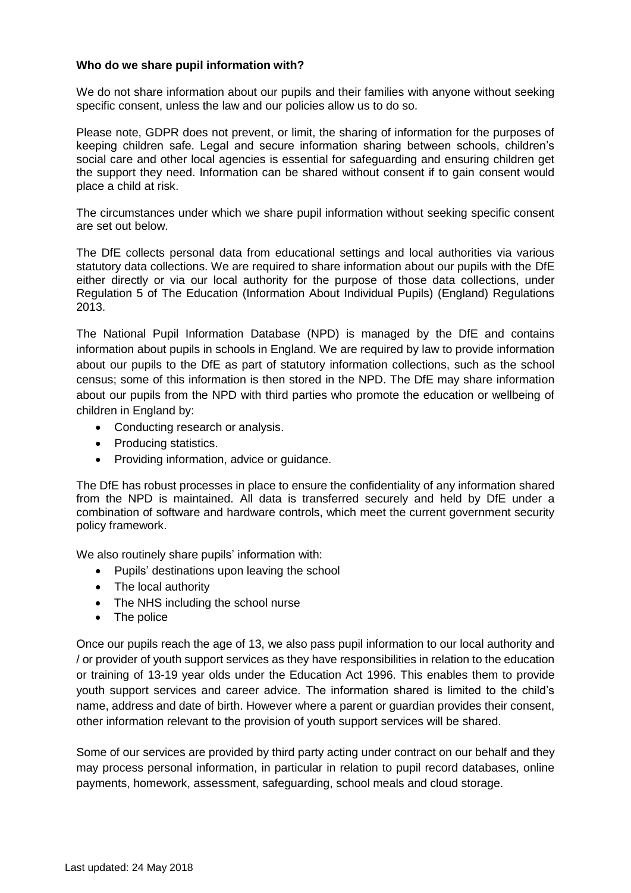**Who do we share pupil information with?**

We do not share information about our pupils and their families with anyone without seeking specific consent, unless the law and our policies allow us to do so.

Please note, GDPR does not prevent, or limit, the sharing of information for the purposes of keeping children safe. Legal and secure information sharing between schools, children's social care and other local agencies is essential for safeguarding and ensuring children get the support they need. Information can be shared without consent if to gain consent would place a child at risk.

The circumstances under which we share pupil information without seeking specific consent are set out below.

The DfE collects personal data from educational settings and local authorities via various statutory data collections. We are required to share information about our pupils with the DfE either directly or via our local authority for the purpose of those data collections, under Regulation 5 of The Education (Information About Individual Pupils) (England) Regulations 2013.

The National Pupil Information Database (NPD) is managed by the DfE and contains information about pupils in schools in England. We are required by law to provide information about our pupils to the DfE as part of statutory information collections, such as the school census; some of this information is then stored in the NPD. The DfE may share information about our pupils from the NPD with third parties who promote the education or wellbeing of children in England by:

- Conducting research or analysis.
- Producing statistics.
- Providing information, advice or guidance.

The DfE has robust processes in place to ensure the confidentiality of any information shared from the NPD is maintained. All data is transferred securely and held by DfE under a combination of software and hardware controls, which meet the current government security policy framework.

We also routinely share pupils' information with:

- Pupils' destinations upon leaving the school
- The local authority
- The NHS including the school nurse
- The police

Once our pupils reach the age of 13, we also pass pupil information to our local authority and / or provider of youth support services as they have responsibilities in relation to the education or training of 13-19 year olds under the Education Act 1996. This enables them to provide youth support services and career advice. The information shared is limited to the child's name, address and date of birth. However where a parent or guardian provides their consent, other information relevant to the provision of youth support services will be shared.

Some of our services are provided by third party acting under contract on our behalf and they may process personal information, in particular in relation to pupil record databases, online payments, homework, assessment, safeguarding, school meals and cloud storage.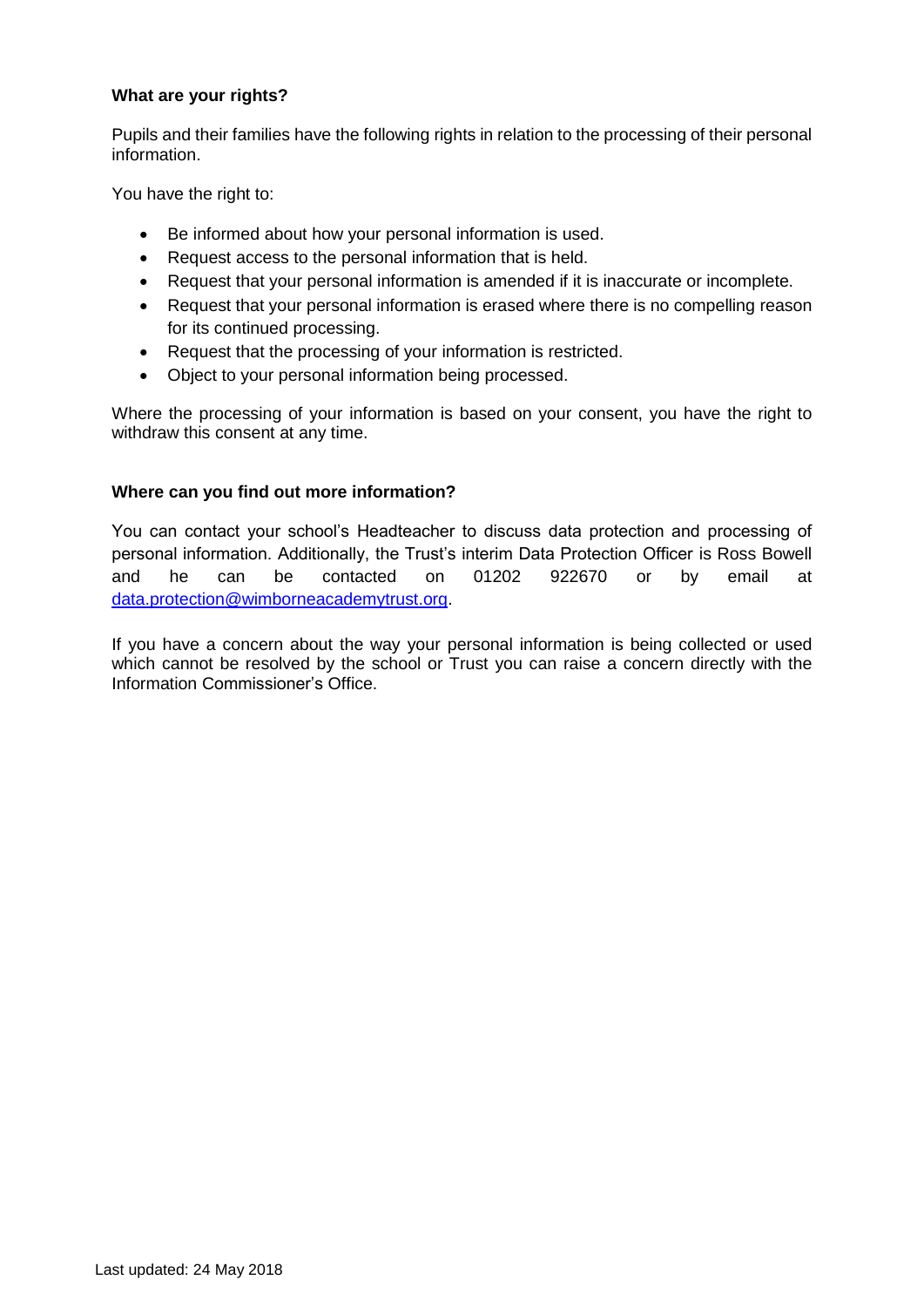**What are your rights?**

Pupils and their families have the following rights in relation to the processing of their personal information.

You have the right to:

- Be informed about how your personal information is used.
- Request access to the personal information that is held.
- Request that your personal information is amended if it is inaccurate or incomplete.
- Request that your personal information is erased where there is no compelling reason for its continued processing.
- Request that the processing of your information is restricted.
- Object to your personal information being processed.

Where the processing of your information is based on your consent, you have the right to withdraw this consent at any time.

**Where can you find out more information?**

You can contact your school's Headteacher to discuss data protection and processing of personal information. Additionally, the Trust's interim Data Protection Officer is Ross Bowell and he can be contacted on 01202 922670 or by email at data.protection@wimborneacademytrust.org.

If you have a concern about the way your personal information is being collected or used which cannot be resolved by the school or Trust you can raise a concern directly with the Information Commissioner's Office.

Last updated: 24 May 2018